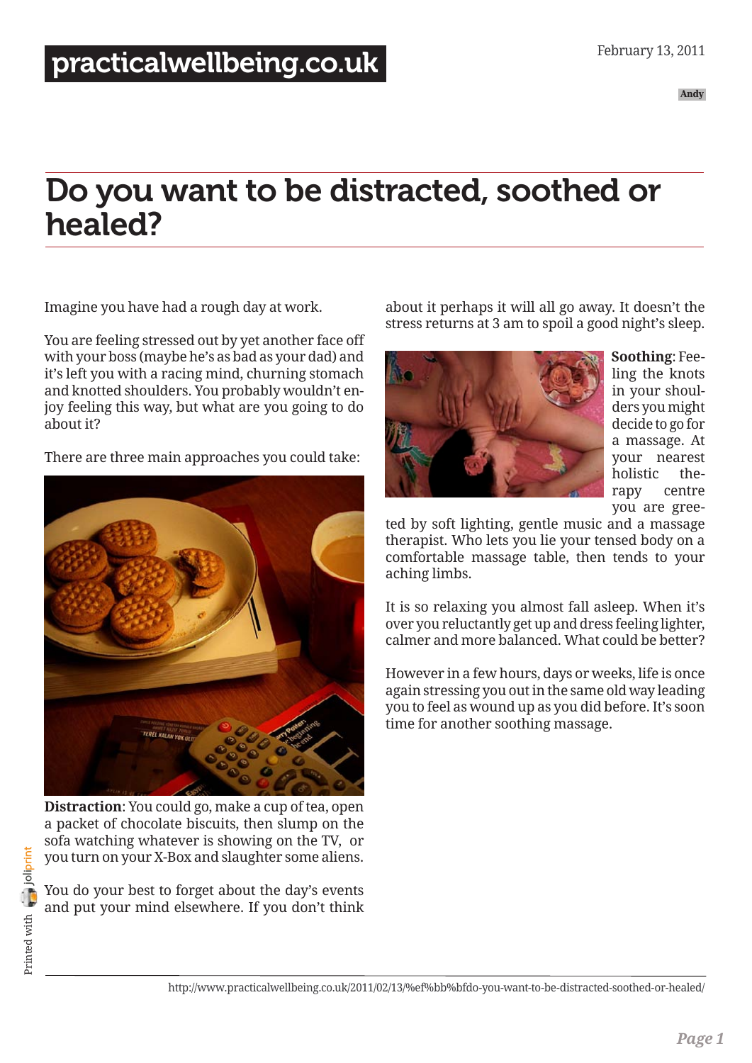practicalwellbeing.co.uk

February 13, 2011

Andy

# Do you want to be distracted, soothed or healed?

Imagine you have had a rough day at work.

You are feeling stressed out by yet another face off with your boss (maybe he's as bad as your dad) and it's left you with a racing mind, churning stomach and knotted shoulders. You probably wouldn't enjoy feeling this way, but what are you going to do about it?

There are three main approaches you could take:

**Distraction**: You could go, make a cup of tea, open a packet of chocolate biscuits, then slump on the sofa watching whatever is showing on the TV, or you turn on your X-Box and slaughter some aliens.

You do your best to forget about the day's events and put your mind elsewhere. If you don't think about it perhaps it will all go away. It doesn't the stress returns at 3 am to spoil a good night's sleep.

**Soothing**: Feeling the knots in your shoulders you might decide to go for a massage. At your nearest holistic therapy centre you are greeted by soft lighting, gentle music and a massage therapist. Who lets you lie your tensed body on a comfortable massage table, then tends to your aching limbs.

It is so relaxing you almost fall asleep. When it's over you reluctantly get up and dress feeling lighter, calmer and more balanced. What could be better?

However in a few hours, days or weeks, life is once again stressing you out in the same old way leading you to feel as wound up as you did before. It's soon time for another soothing massage.

http://www.practicalwellbeing.co.uk/2011/02/13/%ef%bb%bfdo-you-want-to-be-distracted-soothed-or-healed/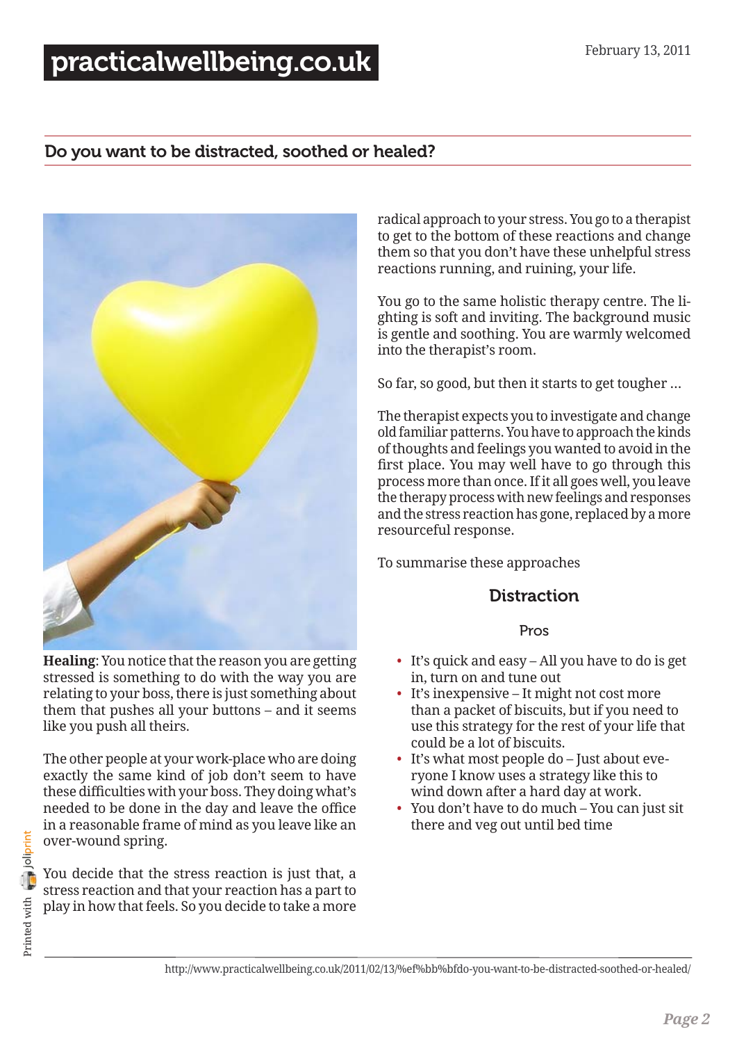**Healing**: You notice that the reason you are getting stressed is something to do with the way you are relating to your boss, there is just something about them that pushes all your buttons – and it seems like you push all theirs.

The other people at your work-place who are doing exactly the same kind of job don't seem to have these difficulties with your boss. They doing what's needed to be done in the day and leave the office in a reasonable frame of mind as you leave like an over-wound spring.

You decide that the stress reaction is just that, a stress reaction and that your reaction has a part to play in how that feels. So you decide to take a more radical approach to your stress. You go to a therapist to get to the bottom of these reactions and change them so that you don't have these unhelpful stress reactions running, and ruining, your life.

You go to the same holistic therapy centre. The lighting is soft and inviting. The background music is gentle and soothing. You are warmly welcomed into the therapist's room.

So far, so good, but then it starts to get tougher …

The therapist expects you to investigate and change old familiar patterns. You have to approach the kinds of thoughts and feelings you wanted to avoid in the first place. You may well have to go through this process more than once. If it all goes well, you leave the therapy process with new feelings and responses and the stress reaction has gone, replaced by a more resourceful response.

To summarise these approaches

### Distraction

#### Pros

- It's quick and easy – All you have to do is get in, turn on and tune out
- It's inexpensive – It might not cost more than a packet of biscuits, but if you need to use this strategy for the rest of your life that could be a lot of biscuits.
- It's what most people do – Just about everyone I know uses a strategy like this to wind down after a hard day at work.
- You don't have to do much – You can just sit there and veg out until bed time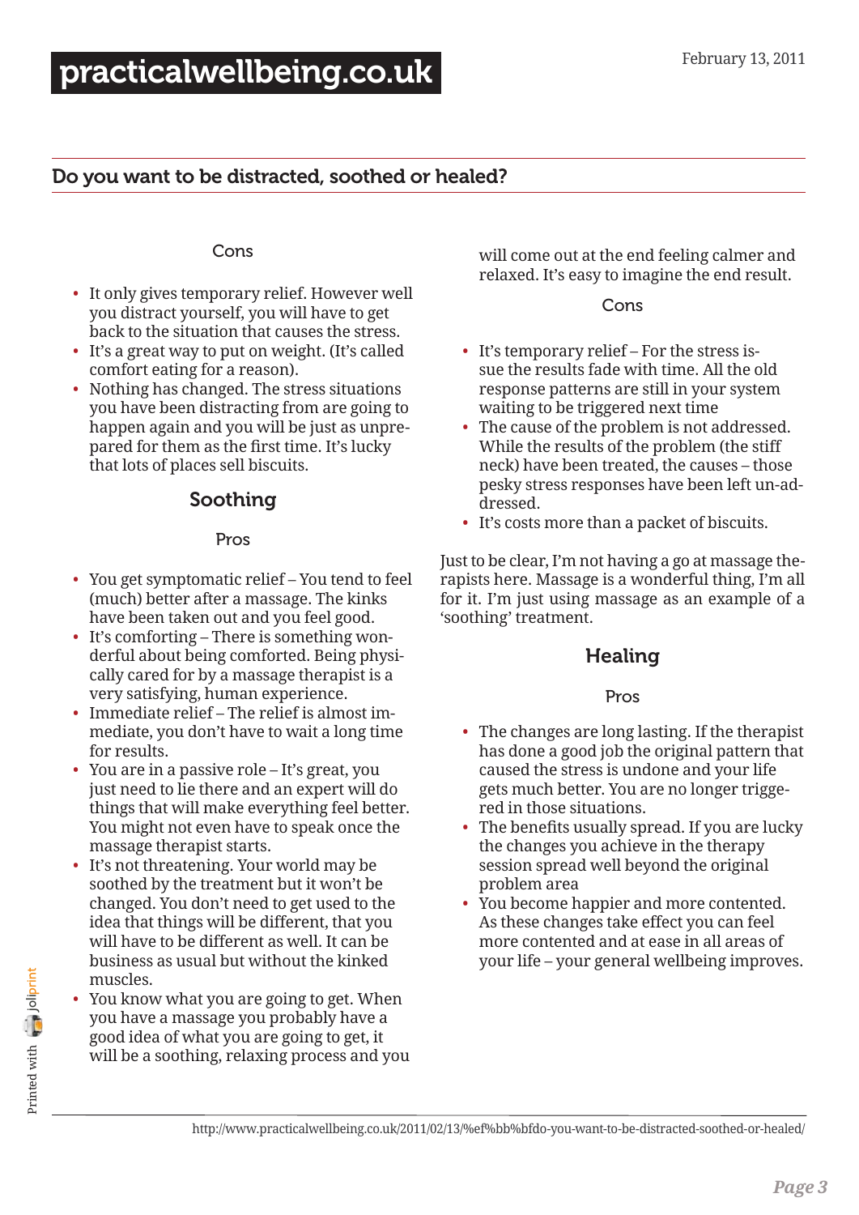#### Cons

- It only gives temporary relief. However well you distract yourself, you will have to get back to the situation that causes the stress.
- It's a great way to put on weight. (It's called comfort eating for a reason).
- Nothing has changed. The stress situations you have been distracting from are going to happen again and you will be just as unprepared for them as the first time. It's lucky that lots of places sell biscuits.

### Soothing

#### Pros

- You get symptomatic relief – You tend to feel (much) better after a massage. The kinks have been taken out and you feel good.
- It's comforting – There is something wonderful about being comforted. Being physically cared for by a massage therapist is a very satisfying, human experience.
- Immediate relief – The relief is almost immediate, you don't have to wait a long time for results.
- You are in a passive role – It's great, you just need to lie there and an expert will do things that will make everything feel better. You might not even have to speak once the massage therapist starts.
- It's not threatening. Your world may be soothed by the treatment but it won't be changed. You don't need to get used to the idea that things will be different, that you will have to be different as well. It can be business as usual but without the kinked muscles.
- You know what you are going to get. When you have a massage you probably have a good idea of what you are going to get, it will be a soothing, relaxing process and you will come out at the end feeling calmer and relaxed. It's easy to imagine the end result.

#### Cons

- It's temporary relief – For the stress issue the results fade with time. All the old response patterns are still in your system waiting to be triggered next time
- The cause of the problem is not addressed. While the results of the problem (the stiff neck) have been treated, the causes – those pesky stress responses have been left un-addressed.
- It's costs more than a packet of biscuits.

Just to be clear, I'm not having a go at massage therapists here. Massage is a wonderful thing, I'm all for it. I'm just using massage as an example of a 'soothing' treatment.

### Healing

#### Pros

- The changes are long lasting. If the therapist has done a good job the original pattern that caused the stress is undone and your life gets much better. You are no longer triggered in those situations.
- The benefits usually spread. If you are lucky the changes you achieve in the therapy session spread well beyond the original problem area
- You become happier and more contented. As these changes take effect you can feel more contented and at ease in all areas of your life – your general wellbeing improves.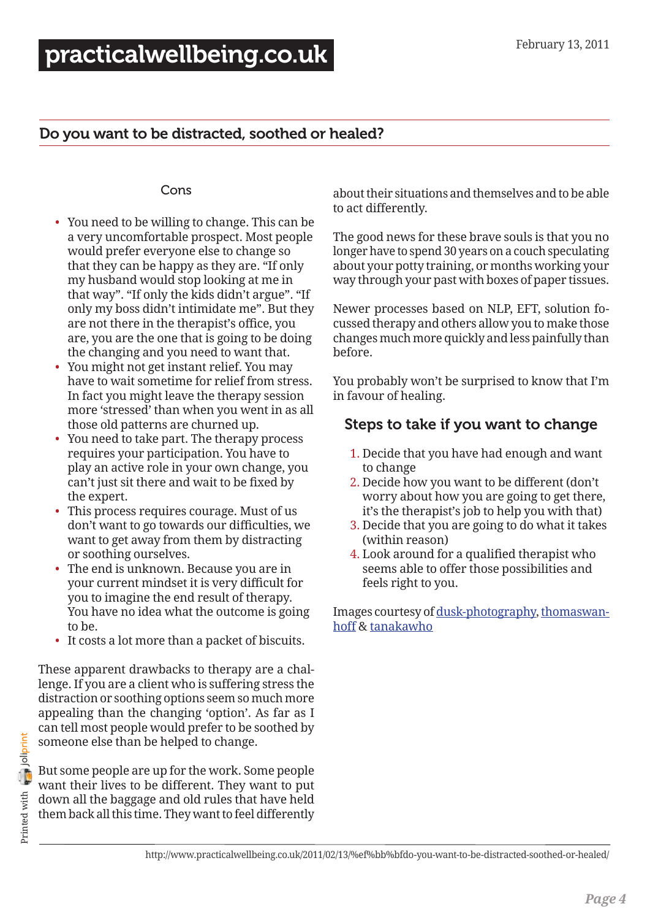Cons

- You need to be willing to change. This can be a very uncomfortable prospect. Most people would prefer everyone else to change so that they can be happy as they are. "If only my husband would stop looking at me in that way". "If only the kids didn't argue". "If only my boss didn't intimidate me". But they are not there in the therapist's office, you are, you are the one that is going to be doing the changing and you need to want that.
- You might not get instant relief. You may have to wait sometime for relief from stress. In fact you might leave the therapy session more 'stressed' than when you went in as all those old patterns are churned up.
- You need to take part. The therapy process requires your participation. You have to play an active role in your own change, you can't just sit there and wait to be fixed by the expert.
- This process requires courage. Must of us don't want to go towards our difficulties, we want to get away from them by distracting or soothing ourselves.
- The end is unknown. Because you are in your current mindset it is very difficult for you to imagine the end result of therapy. You have no idea what the outcome is going to be.
- It costs a lot more than a packet of biscuits.

These apparent drawbacks to therapy are a challenge. If you are a client who is suffering stress the distraction or soothing options seem so much more appealing than the changing 'option'. As far as I can tell most people would prefer to be soothed by someone else than be helped to change.

But some people are up for the work. Some people want their lives to be different. They want to put down all the baggage and old rules that have held them back all this time. They want to feel differently about their situations and themselves and to be able to act differently.

The good news for these brave souls is that you no longer have to spend 30 years on a couch speculating about your potty training, or months working your way through your past with boxes of paper tissues.

Newer processes based on NLP, EFT, solution focussed therapy and others allow you to make those changes much more quickly and less painfully than before.

You probably won't be surprised to know that I'm in favour of healing.

## Steps to take if you want to change

1. Decide that you have had enough and want to change
2. Decide how you want to be different (don't worry about how you are going to get there, it's the therapist's job to help you with that)
3. Decide that you are going to do what it takes (within reason)
4. Look around for a qualified therapist who seems able to offer those possibilities and feels right to you.

Images courtesy of dusk-photography, thomaswanhoff & tanakawho